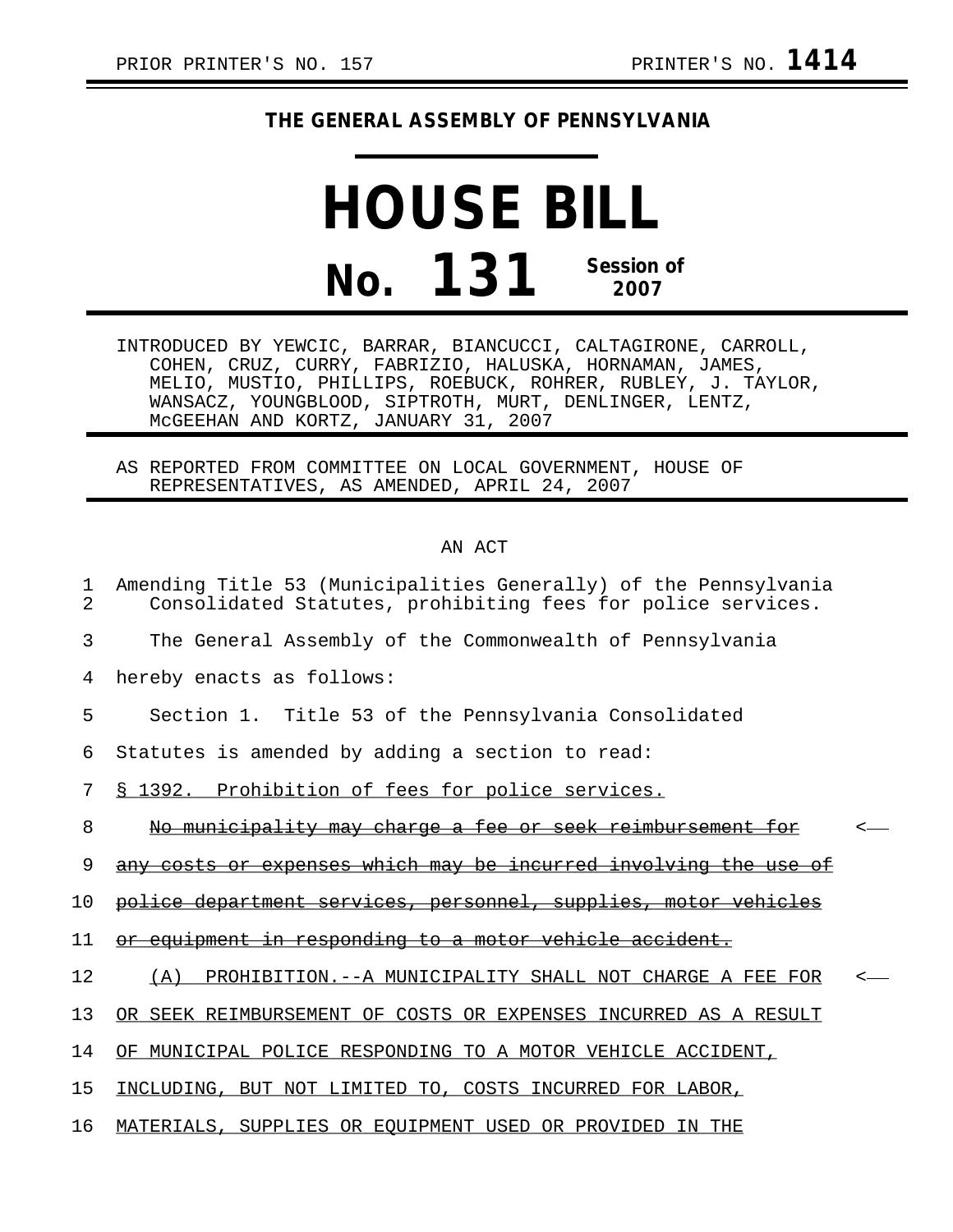PRIOR PRINTER'S NO. 157 PRINTER'S NO. **1414**

# THE GENERAL ASSEMBLY OF PENNSYLVANIA

# HOUSE BILL

## No. 131 Session of 2007

INTRODUCED BY YEWCIC, BARRAR, BIANCUCCI, CALTAGIRONE, CARROLL, COHEN, CRUZ, CURRY, FABRIZIO, HALUSKA, HORNAMAN, JAMES, MELIO, MUSTIO, PHILLIPS, ROEBUCK, ROHRER, RUBLEY, J. TAYLOR, WANSACZ, YOUNGBLOOD, SIPTROTH, MURT, DENLINGER, LENTZ, McGEEHAN AND KORTZ, JANUARY 31, 2007

AS REPORTED FROM COMMITTEE ON LOCAL GOVERNMENT, HOUSE OF REPRESENTATIVES, AS AMENDED, APRIL 24, 2007

AN ACT

Amending Title 53 (Municipalities Generally) of the Pennsylvania Consolidated Statutes, prohibiting fees for police services.

The General Assembly of the Commonwealth of Pennsylvania hereby enacts as follows:

Section 1. Title 53 of the Pennsylvania Consolidated Statutes is amended by adding a section to read:

§ 1392. Prohibition of fees for police services.

~~No municipality may charge a fee or seek reimbursement for any costs or expenses which may be incurred involving the use of police department services, personnel, supplies, motor vehicles or equipment in responding to a motor vehicle accident.~~ <

(A) PROHIBITION.--A MUNICIPALITY SHALL NOT CHARGE A FEE FOR OR SEEK REIMBURSEMENT OF COSTS OR EXPENSES INCURRED AS A RESULT OF MUNICIPAL POLICE RESPONDING TO A MOTOR VEHICLE ACCIDENT, INCLUDING, BUT NOT LIMITED TO, COSTS INCURRED FOR LABOR, MATERIALS, SUPPLIES OR EQUIPMENT USED OR PROVIDED IN THE <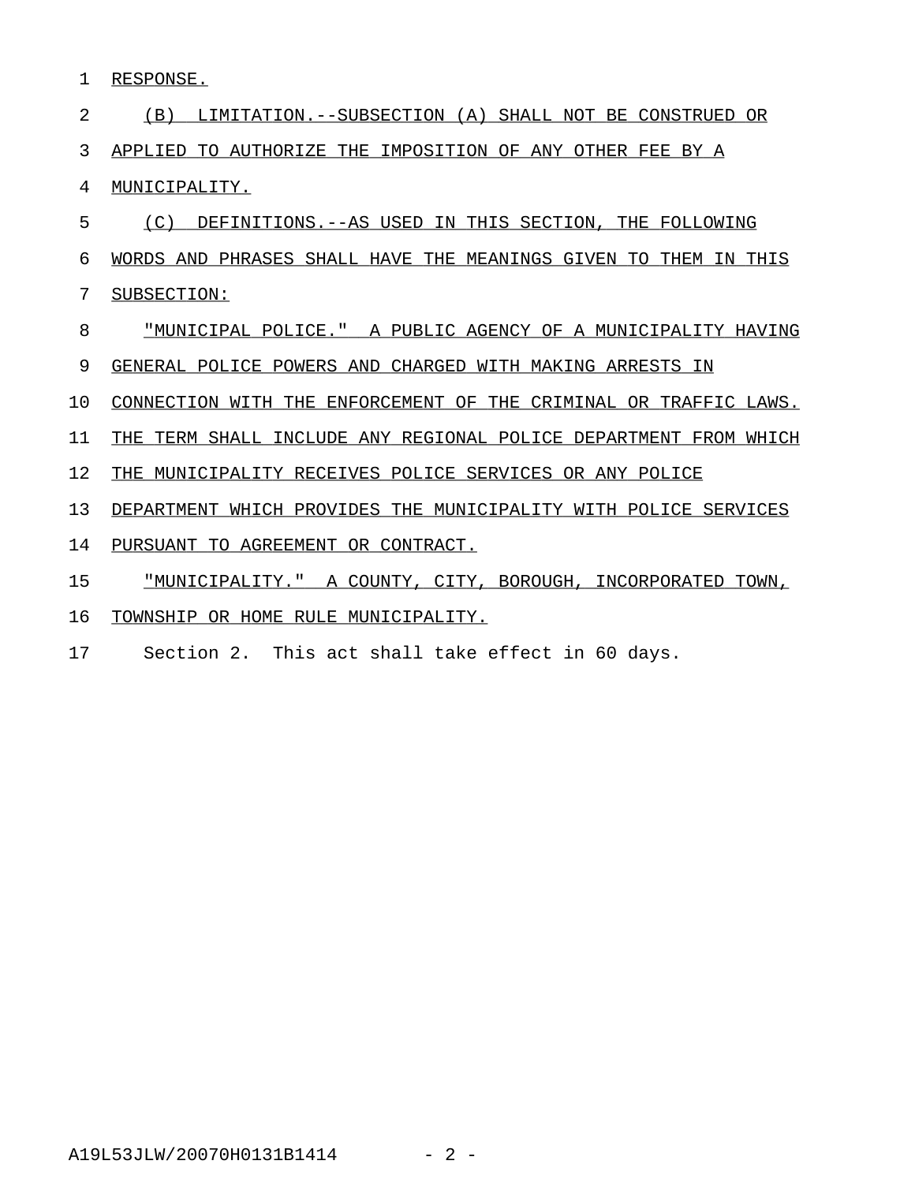RESPONSE.

(B) LIMITATION.--SUBSECTION (A) SHALL NOT BE CONSTRUED OR APPLIED TO AUTHORIZE THE IMPOSITION OF ANY OTHER FEE BY A MUNICIPALITY.

(C) DEFINITIONS.--AS USED IN THIS SECTION, THE FOLLOWING WORDS AND PHRASES SHALL HAVE THE MEANINGS GIVEN TO THEM IN THIS SUBSECTION:

"MUNICIPAL POLICE." A PUBLIC AGENCY OF A MUNICIPALITY HAVING GENERAL POLICE POWERS AND CHARGED WITH MAKING ARRESTS IN CONNECTION WITH THE ENFORCEMENT OF THE CRIMINAL OR TRAFFIC LAWS. THE TERM SHALL INCLUDE ANY REGIONAL POLICE DEPARTMENT FROM WHICH THE MUNICIPALITY RECEIVES POLICE SERVICES OR ANY POLICE DEPARTMENT WHICH PROVIDES THE MUNICIPALITY WITH POLICE SERVICES PURSUANT TO AGREEMENT OR CONTRACT.

"MUNICIPALITY." A COUNTY, CITY, BOROUGH, INCORPORATED TOWN, TOWNSHIP OR HOME RULE MUNICIPALITY.

Section 2. This act shall take effect in 60 days.